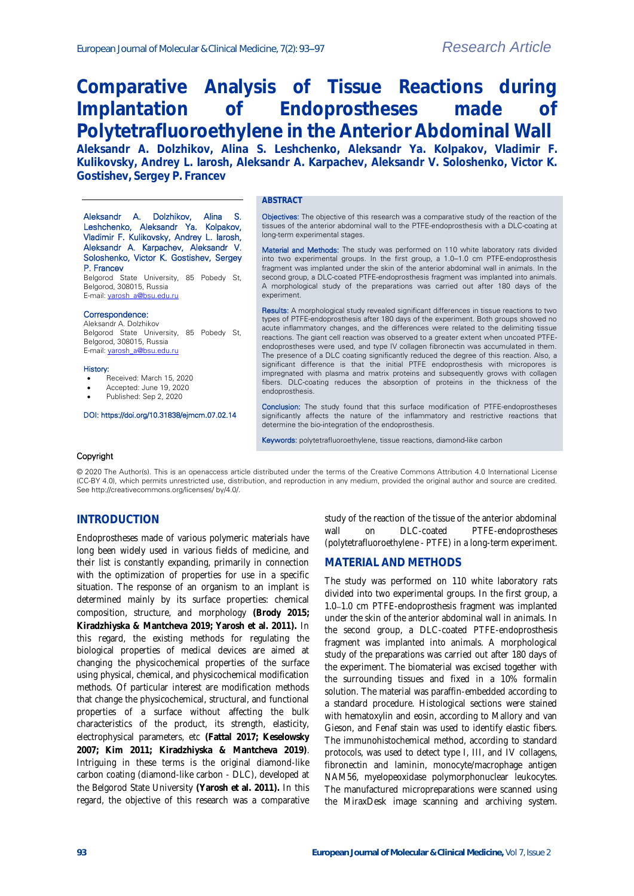Research Article

# Comparative Analysis of Tissue Reactions during Implantation of Endoprostheses made of Polytetrafluoroethylene in the Anterior Abdominal Wall

**Aleksandr A. Dolzhikov, Alina S. Leshchenko, Aleksandr Ya. Kolpakov, Vladimir F. Kulikovsky, Andrey L. Iarosh, Aleksandr A. Karpachev, Aleksandr V. Soloshenko, Victor K. Gostishev, Sergey P. Francev**

Aleksandr A. Dolzhikov, Alina S. Leshchenko, Aleksandr Ya. Kolpakov, Vladimir F. Kulikovsky, Andrey L. Iarosh, Aleksandr A. Karpachev, Aleksandr V. Soloshenko, Victor K. Gostishev, Sergey P. Francev
Belgorod State University, 85 Pobedy St, Belgorod, 308015, Russia
E-mail: yarosh_a@bsu.edu.ru

Correspondence:
Aleksandr A. Dolzhikov
Belgorod State University, 85 Pobedy St, Belgorod, 308015, Russia
E-mail: yarosh_a@bsu.edu.ru

History:
- Received: March 15, 2020
- Accepted: June 19, 2020
- Published: Sep 2, 2020

DOI: https://doi.org/10.31838/ejmcm.07.02.14

## ABSTRACT

Objectives: The objective of this research was a comparative study of the reaction of the tissues of the anterior abdominal wall to the PTFE-endoprosthesis with a DLC-coating at long-term experimental stages.

Material and Methods: The study was performed on 110 white laboratory rats divided into two experimental groups. In the first group, a 1.0–1.0 cm PTFE-endoprosthesis fragment was implanted under the skin of the anterior abdominal wall in animals. In the second group, a DLC-coated PTFE-endoprosthesis fragment was implanted into animals. A morphological study of the preparations was carried out after 180 days of the experiment.

Results: A morphological study revealed significant differences in tissue reactions to two types of PTFE-endoprosthesis after 180 days of the experiment. Both groups showed no acute inflammatory changes, and the differences were related to the delimiting tissue reactions. The giant cell reaction was observed to a greater extent when uncoated PTFE-endoprostheses were used, and type IV collagen fibronectin was accumulated in them. The presence of a DLC coating significantly reduced the degree of this reaction. Also, a significant difference is that the initial PTFE endoprosthesis with micropores is impregnated with plasma and matrix proteins and subsequently grows with collagen fibers. DLC-coating reduces the absorption of proteins in the thickness of the endoprosthesis.

Conclusion: The study found that this surface modification of PTFE-endoprostheses significantly affects the nature of the inflammatory and restrictive reactions that determine the bio-integration of the endoprosthesis.

Keywords: polytetrafluoroethylene, tissue reactions, diamond-like carbon

Copyright

© 2020 The Author(s). This is an openaccess article distributed under the terms of the Creative Commons Attribution 4.0 International License (CC-BY 4.0), which permits unrestricted use, distribution, and reproduction in any medium, provided the original author and source are credited. See http://creativecommons.org/licenses/ by/4.0/.

## INTRODUCTION

Endoprostheses made of various polymeric materials have long been widely used in various fields of medicine, and their list is constantly expanding, primarily in connection with the optimization of properties for use in a specific situation. The response of an organism to an implant is determined mainly by its surface properties: chemical composition, structure, and morphology **(Brody 2015; Kiradzhiyska & Mantcheva 2019; Yarosh et al. 2011).** In this regard, the existing methods for regulating the biological properties of medical devices are aimed at changing the physicochemical properties of the surface using physical, chemical, and physicochemical modification methods. Of particular interest are modification methods that change the physicochemical, structural, and functional properties of a surface without affecting the bulk characteristics of the product, its strength, elasticity, electrophysical parameters, etc **(Fattal 2017; Keselowsky 2007; Kim 2011; Kiradzhiyska & Mantcheva 2019)**. Intriguing in these terms is the original diamond-like carbon coating (diamond-like carbon - DLC), developed at the Belgorod State University **(Yarosh et al. 2011).** In this regard, the objective of this research was a comparative study of the reaction of the tissue of the anterior abdominal wall on DLC-coated PTFE-endoprostheses (polytetrafluoroethylene - PTFE) in a long-term experiment.

## MATERIAL AND METHODS

The study was performed on 110 white laboratory rats divided into two experimental groups. In the first group, a 1.0–1.0 cm PTFE-endoprosthesis fragment was implanted under the skin of the anterior abdominal wall in animals. In the second group, a DLC-coated PTFE-endoprosthesis fragment was implanted into animals. A morphological study of the preparations was carried out after 180 days of the experiment. The biomaterial was excised together with the surrounding tissues and fixed in a 10% formalin solution. The material was paraffin-embedded according to a standard procedure. Histological sections were stained with hematoxylin and eosin, according to Mallory and van Gieson, and Fenaf stain was used to identify elastic fibers. The immunohistochemical method, according to standard protocols, was used to detect type I, III, and IV collagens, fibronectin and laminin, monocyte/macrophage antigen NAM56, myelopeoxidase polymorphonuclear leukocytes. The manufactured micropreparations were scanned using the MiraxDesk image scanning and archiving system.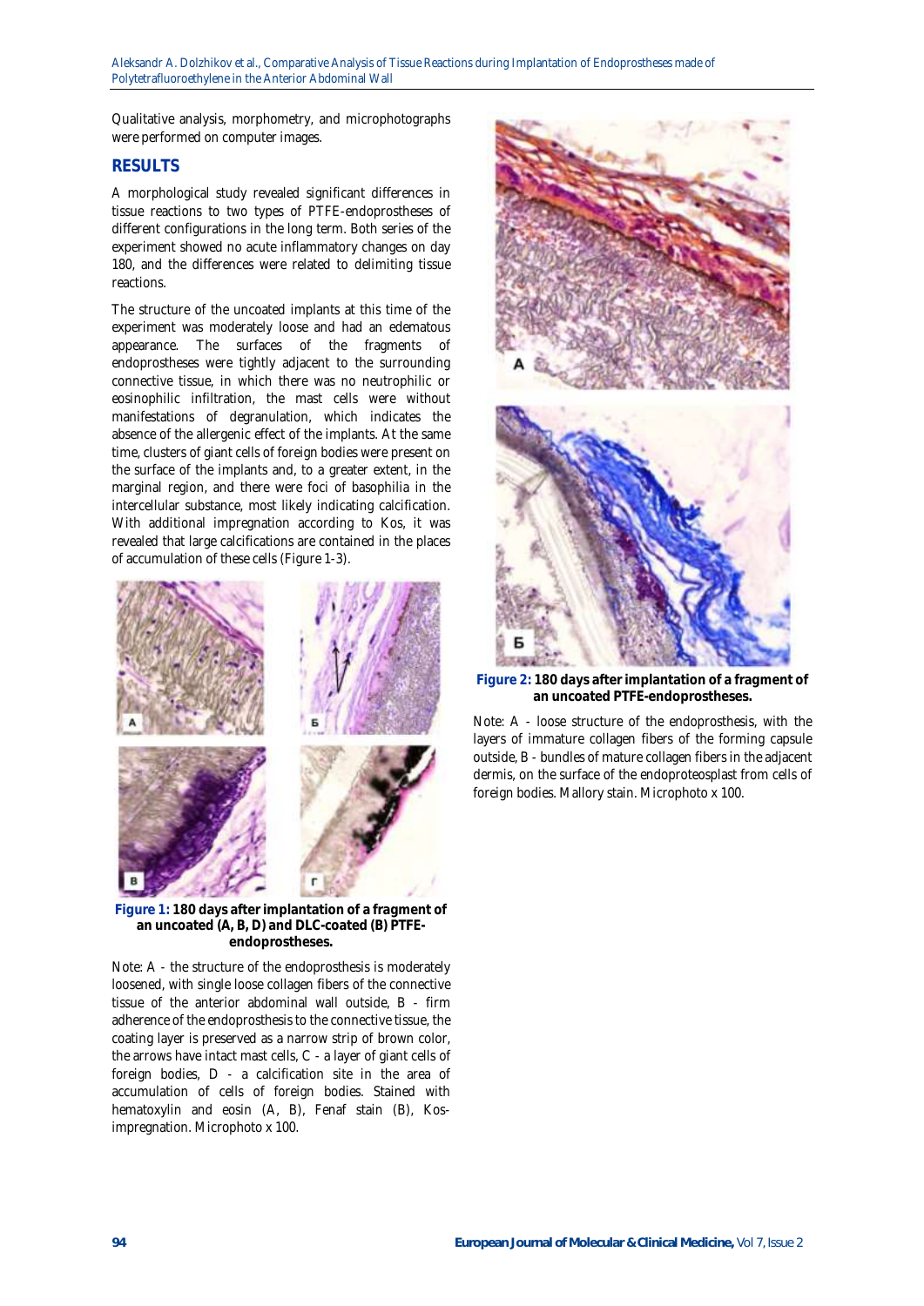Qualitative analysis, morphometry, and microphotographs were performed on computer images.

## RESULTS

A morphological study revealed significant differences in tissue reactions to two types of PTFE-endoprostheses of different configurations in the long term. Both series of the experiment showed no acute inflammatory changes on day 180, and the differences were related to delimiting tissue reactions.

The structure of the uncoated implants at this time of the experiment was moderately loose and had an edematous appearance. The surfaces of the fragments of endoprostheses were tightly adjacent to the surrounding connective tissue, in which there was no neutrophilic or eosinophilic infiltration, the mast cells were without manifestations of degranulation, which indicates the absence of the allergenic effect of the implants. At the same time, clusters of giant cells of foreign bodies were present on the surface of the implants and, to a greater extent, in the marginal region, and there were foci of basophilia in the intercellular substance, most likely indicating calcification. With additional impregnation according to Kos, it was revealed that large calcifications are contained in the places of accumulation of these cells (Figure 1-3).

**Figure 1: 180 days after implantation of a fragment of an uncoated (A, B, D) and DLC-coated (B) PTFE-endoprostheses.**

Note: A - the structure of the endoprosthesis is moderately loosened, with single loose collagen fibers of the connective tissue of the anterior abdominal wall outside, B - firm adherence of the endoprosthesis to the connective tissue, the coating layer is preserved as a narrow strip of brown color, the arrows have intact mast cells, C - a layer of giant cells of foreign bodies, D - a calcification site in the area of accumulation of cells of foreign bodies. Stained with hematoxylin and eosin (A, B), Fenaf stain (B), Kos-impregnation. Microphoto x 100.

**Figure 2: 180 days after implantation of a fragment of an uncoated PTFE-endoprostheses.**

Note: A - loose structure of the endoprosthesis, with the layers of immature collagen fibers of the forming capsule outside, B - bundles of mature collagen fibers in the adjacent dermis, on the surface of the endoproteosplast from cells of foreign bodies. Mallory stain. Microphoto x 100.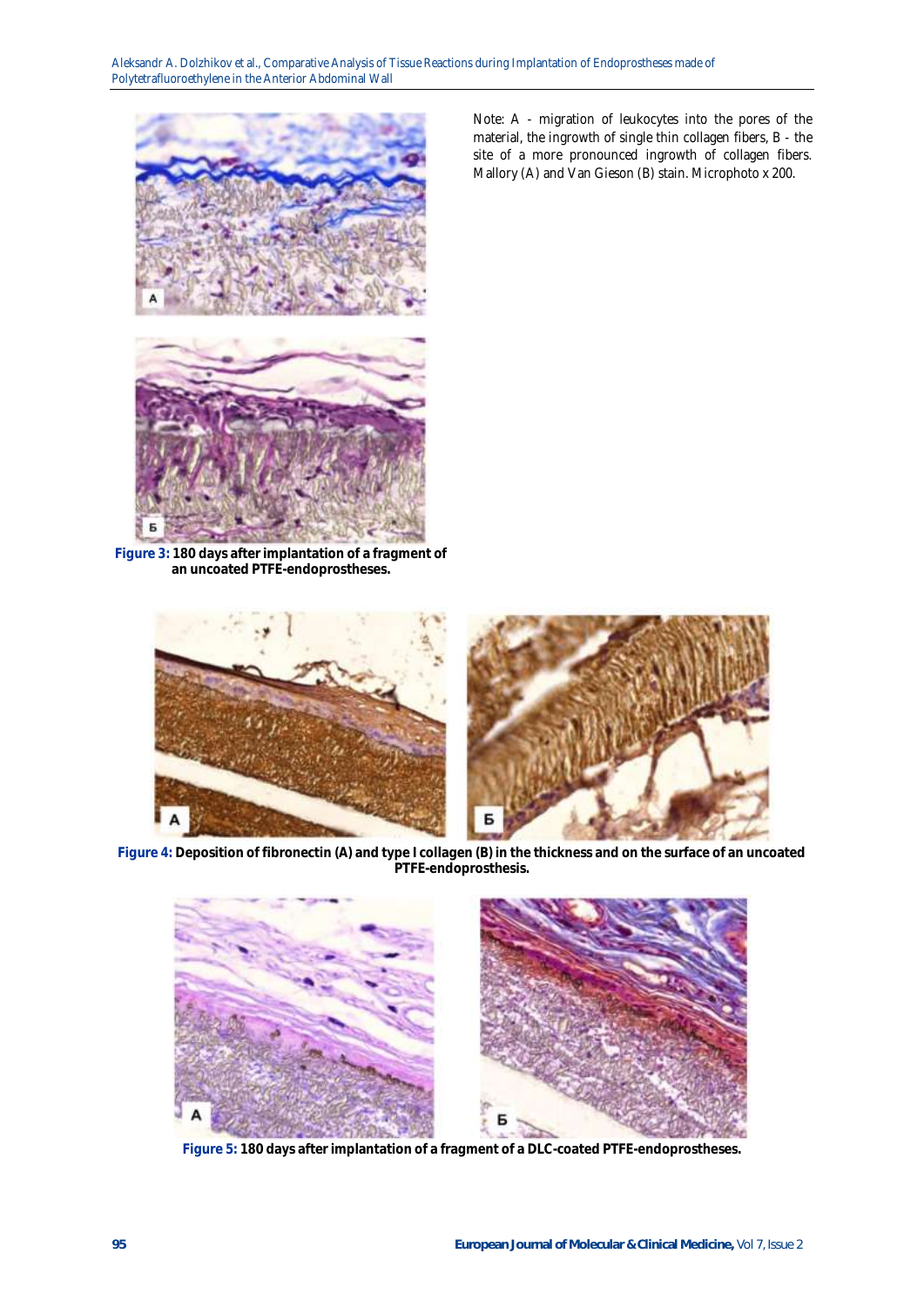Note: A - migration of leukocytes into the pores of the material, the ingrowth of single thin collagen fibers, Б - the site of a more pronounced ingrowth of collagen fibers. Mallory (A) and Van Gieson (B) stain. Microphoto x 200.

**Figure 3: 180 days after implantation of a fragment of an uncoated PTFE-endoprostheses.**

**Figure 4: Deposition of fibronectin (A) and type I collagen (B) in the thickness and on the surface of an uncoated PTFE-endoprosthesis.**

**Figure 5: 180 days after implantation of a fragment of a DLC-coated PTFE-endoprostheses.**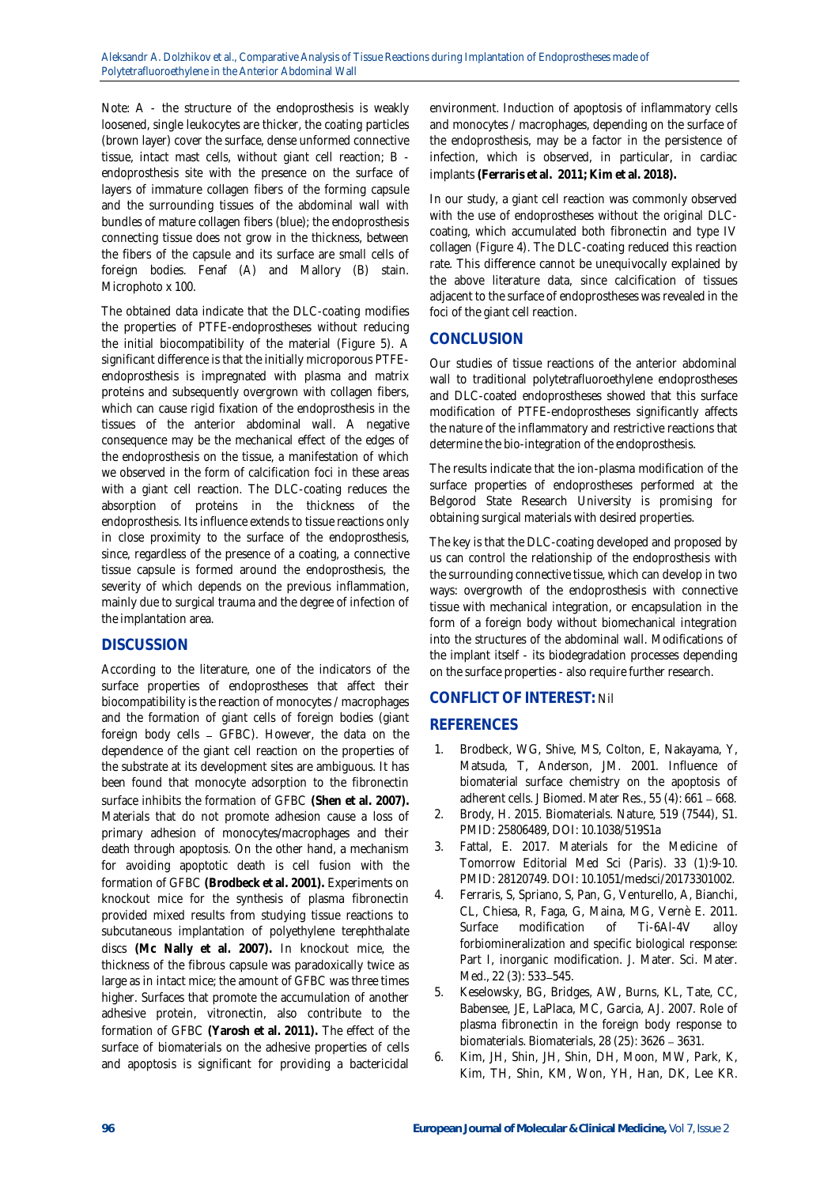Note: A - the structure of the endoprosthesis is weakly loosened, single leukocytes are thicker, the coating particles (brown layer) cover the surface, dense unformed connective tissue, intact mast cells, without giant cell reaction; B - endoprosthesis site with the presence on the surface of layers of immature collagen fibers of the forming capsule and the surrounding tissues of the abdominal wall with bundles of mature collagen fibers (blue); the endoprosthesis connecting tissue does not grow in the thickness, between the fibers of the capsule and its surface are small cells of foreign bodies. Fenaf (A) and Mallory (B) stain. Microphoto x 100.

The obtained data indicate that the DLC-coating modifies the properties of PTFE-endoprostheses without reducing the initial biocompatibility of the material (Figure 5). A significant difference is that the initially microporous PTFE-endoprosthesis is impregnated with plasma and matrix proteins and subsequently overgrown with collagen fibers, which can cause rigid fixation of the endoprosthesis in the tissues of the anterior abdominal wall. A negative consequence may be the mechanical effect of the edges of the endoprosthesis on the tissue, a manifestation of which we observed in the form of calcification foci in these areas with a giant cell reaction. The DLC-coating reduces the absorption of proteins in the thickness of the endoprosthesis. Its influence extends to tissue reactions only in close proximity to the surface of the endoprosthesis, since, regardless of the presence of a coating, a connective tissue capsule is formed around the endoprosthesis, the severity of which depends on the previous inflammation, mainly due to surgical trauma and the degree of infection of the implantation area.

## DISCUSSION

According to the literature, one of the indicators of the surface properties of endoprostheses that affect their biocompatibility is the reaction of monocytes / macrophages and the formation of giant cells of foreign bodies (giant foreign body cells – GFBC). However, the data on the dependence of the giant cell reaction on the properties of the substrate at its development sites are ambiguous. It has been found that monocyte adsorption to the fibronectin surface inhibits the formation of GFBC **(Shen et al. 2007).** Materials that do not promote adhesion cause a loss of primary adhesion of monocytes/macrophages and their death through apoptosis. On the other hand, a mechanism for avoiding apoptotic death is cell fusion with the formation of GFBC **(Brodbeck et al. 2001).** Experiments on knockout mice for the synthesis of plasma fibronectin provided mixed results from studying tissue reactions to subcutaneous implantation of polyethylene terephthalate discs **(Mc Nally et al. 2007).** In knockout mice, the thickness of the fibrous capsule was paradoxically twice as large as in intact mice; the amount of GFBC was three times higher. Surfaces that promote the accumulation of another adhesive protein, vitronectin, also contribute to the formation of GFBC **(Yarosh et al. 2011).** The effect of the surface of biomaterials on the adhesive properties of cells and apoptosis is significant for providing a bactericidal environment. Induction of apoptosis of inflammatory cells and monocytes / macrophages, depending on the surface of the endoprosthesis, may be a factor in the persistence of infection, which is observed, in particular, in cardiac implants **(Ferraris et al. 2011; Kim et al. 2018).**

In our study, a giant cell reaction was commonly observed with the use of endoprostheses without the original DLC-coating, which accumulated both fibronectin and type IV collagen (Figure 4). The DLC-coating reduced this reaction rate. This difference cannot be unequivocally explained by the above literature data, since calcification of tissues adjacent to the surface of endoprostheses was revealed in the foci of the giant cell reaction.

## CONCLUSION

Our studies of tissue reactions of the anterior abdominal wall to traditional polytetrafluoroethylene endoprostheses and DLC-coated endoprostheses showed that this surface modification of PTFE-endoprostheses significantly affects the nature of the inflammatory and restrictive reactions that determine the bio-integration of the endoprosthesis.

The results indicate that the ion-plasma modification of the surface properties of endoprostheses performed at the Belgorod State Research University is promising for obtaining surgical materials with desired properties.

The key is that the DLC-coating developed and proposed by us can control the relationship of the endoprosthesis with the surrounding connective tissue, which can develop in two ways: overgrowth of the endoprosthesis with connective tissue with mechanical integration, or encapsulation in the form of a foreign body without biomechanical integration into the structures of the abdominal wall. Modifications of the implant itself - its biodegradation processes depending on the surface properties - also require further research.

## CONFLICT OF INTEREST: Nil

## REFERENCES

1. Brodbeck, WG, Shive, MS, Colton, E, Nakayama, Y, Matsuda, T, Anderson, JM. 2001. Influence of biomaterial surface chemistry on the apoptosis of adherent cells. J Biomed. Mater Res., 55 (4): 661 – 668.
2. Brody, H. 2015. Biomaterials. Nature, 519 (7544), S1. PMID: 25806489, DOI: 10.1038/519S1a
3. Fattal, E. 2017. Materials for the Medicine of Tomorrow Editorial Med Sci (Paris). 33 (1):9-10. PMID: 28120749. DOI: 10.1051/medsci/20173301002.
4. Ferraris, S, Spriano, S, Pan, G, Venturello, A, Bianchi, CL, Chiesa, R, Faga, G, Maina, MG, Vernè E. 2011. Surface modification of Ti-6Al-4V alloy forbiomineralization and specific biological response: Part I, inorganic modification. J. Mater. Sci. Mater. Med., 22 (3): 533–545.
5. Keselowsky, BG, Bridges, AW, Burns, KL, Tate, CC, Babensee, JE, LaPlaca, MC, Garcia, AJ. 2007. Role of plasma fibronectin in the foreign body response to biomaterials. Biomaterials, 28 (25): 3626 – 3631.
6. Kim, JH, Shin, JH, Shin, DH, Moon, MW, Park, K, Kim, TH, Shin, KM, Won, YH, Han, DK, Lee KR.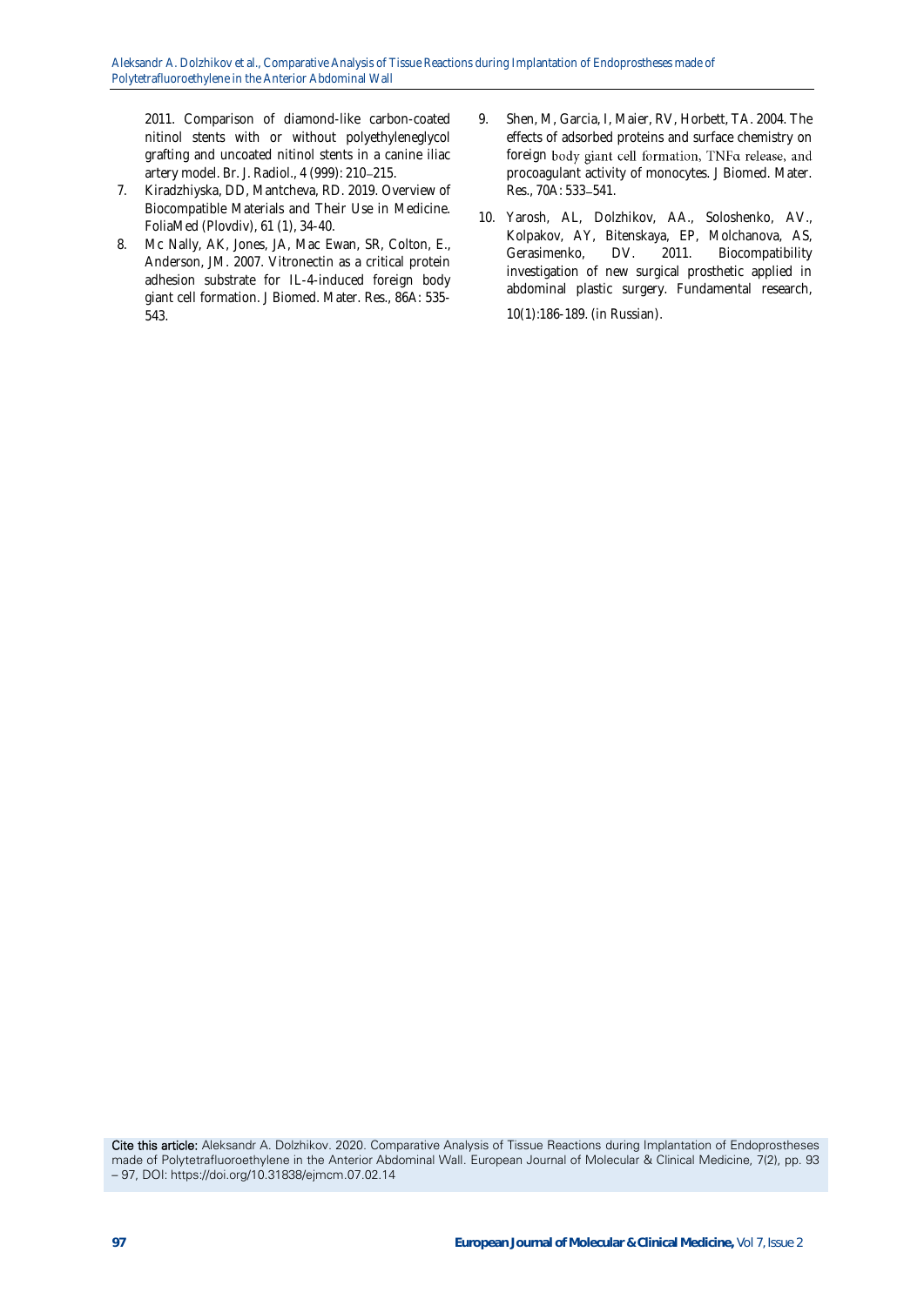2011. Comparison of diamond-like carbon-coated nitinol stents with or without polyethyleneglycol grafting and uncoated nitinol stents in a canine iliac artery model. Br. J. Radiol., 4 (999): 210–215.

7. Kiradzhiyska, DD, Mantcheva, RD. 2019. Overview of Biocompatible Materials and Their Use in Medicine. FoliaMed (Plovdiv), 61 (1), 34-40.
8. Mc Nally, AK, Jones, JA, Mac Ewan, SR, Colton, E., Anderson, JM. 2007. Vitronectin as a critical protein adhesion substrate for IL-4-induced foreign body giant cell formation. J Biomed. Mater. Res., 86A: 535-543.
9. Shen, M, Garcia, I, Maier, RV, Horbett, TA. 2004. The effects of adsorbed proteins and surface chemistry on foreign body giant cell formation, TNFα release, and procoagulant activity of monocytes. J Biomed. Mater. Res., 70A: 533–541.
10. Yarosh, AL, Dolzhikov, AA., Soloshenko, AV., Kolpakov, AY, Bitenskaya, EP, Molchanova, AS, Gerasimenko, DV. 2011. Biocompatibility investigation of new surgical prosthetic applied in abdominal plastic surgery. Fundamental research, 10(1):186-189. (in Russian).

Cite this article: Aleksandr A. Dolzhikov. 2020. Comparative Analysis of Tissue Reactions during Implantation of Endoprostheses made of Polytetrafluoroethylene in the Anterior Abdominal Wall. European Journal of Molecular & Clinical Medicine, 7(2), pp. 93 – 97, DOI: https://doi.org/10.31838/ejmcm.07.02.14